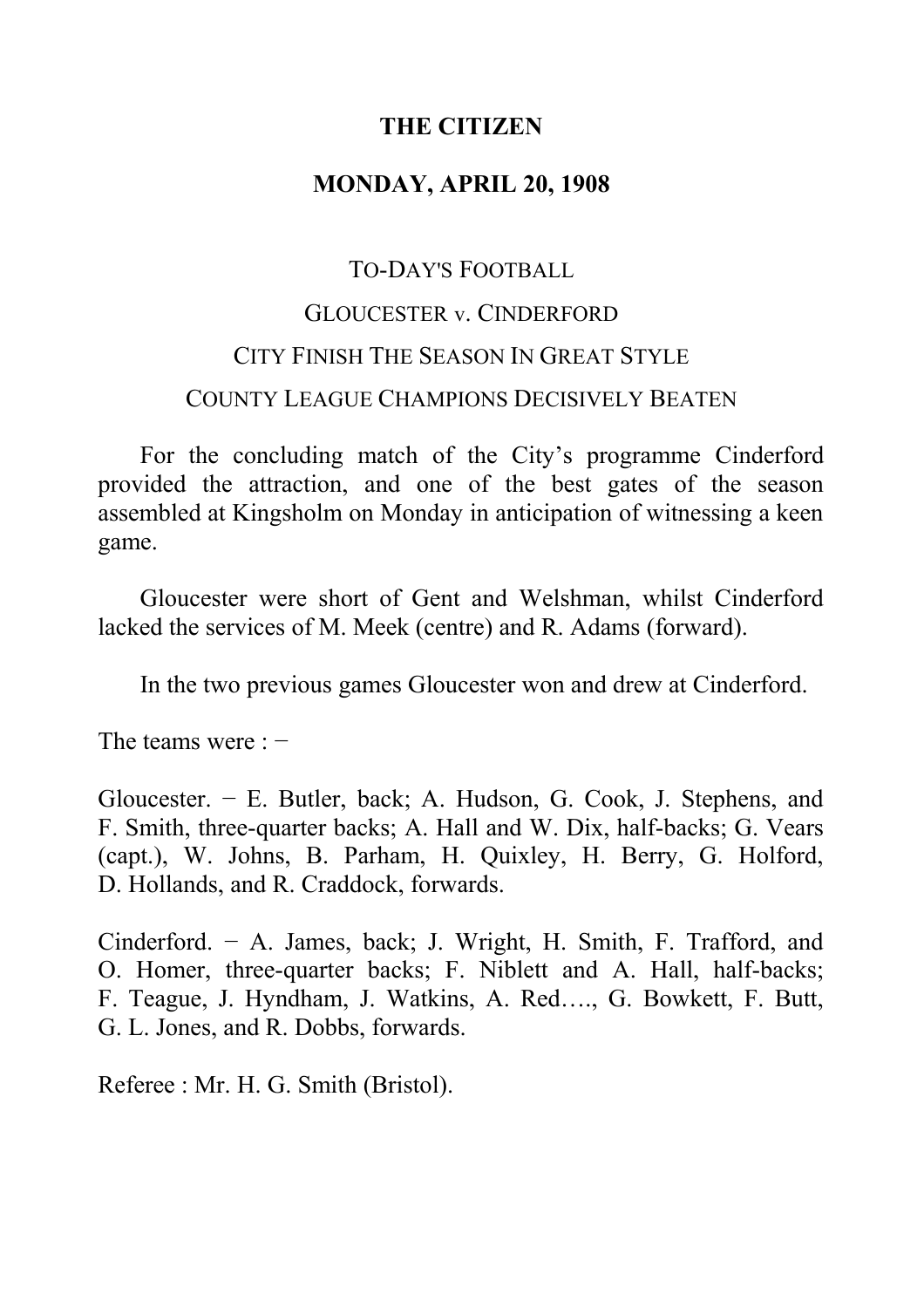**THE CITIZEN**

**MONDAY, APRIL 20, 1908**

TO-DAY'S FOOTBALL

GLOUCESTER v. CINDERFORD

CITY FINISH THE SEASON IN GREAT STYLE

COUNTY LEAGUE CHAMPIONS DECISIVELY BEATEN

For the concluding match of the City's programme Cinderford provided the attraction, and one of the best gates of the season assembled at Kingsholm on Monday in anticipation of witnessing a keen game.

Gloucester were short of Gent and Welshman, whilst Cinderford lacked the services of M. Meek (centre) and R. Adams (forward).

In the two previous games Gloucester won and drew at Cinderford.

The teams were : −

Gloucester. − E. Butler, back; A. Hudson, G. Cook, J. Stephens, and F. Smith, three-quarter backs; A. Hall and W. Dix, half-backs; G. Vears (capt.), W. Johns, B. Parham, H. Quixley, H. Berry, G. Holford, D. Hollands, and R. Craddock, forwards.

Cinderford. − A. James, back; J. Wright, H. Smith, F. Trafford, and O. Homer, three-quarter backs; F. Niblett and A. Hall, half-backs; F. Teague, J. Hyndham, J. Watkins, A. Red…., G. Bowkett, F. Butt, G. L. Jones, and R. Dobbs, forwards.

Referee : Mr. H. G. Smith (Bristol).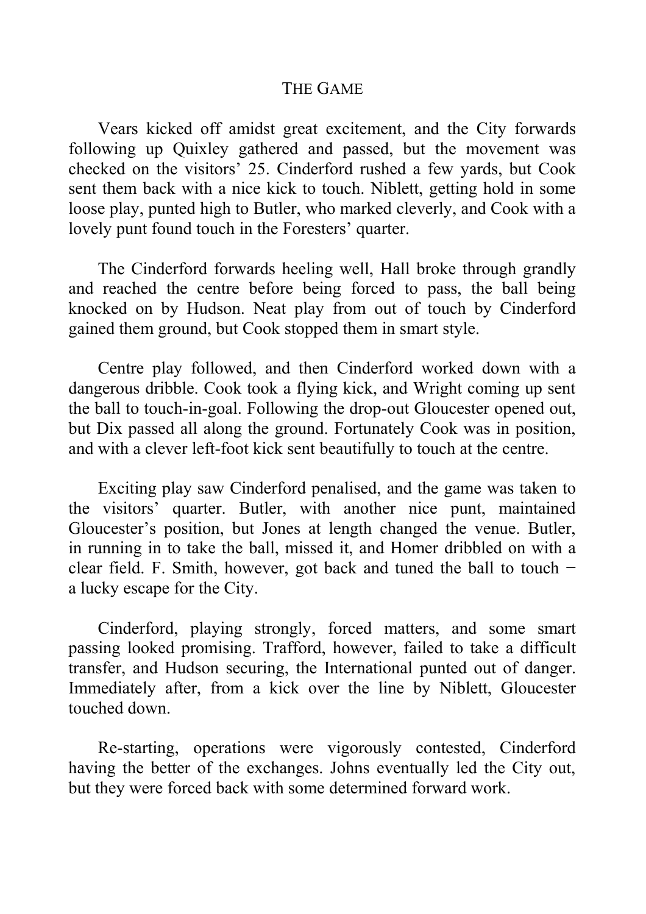## The Game

Vears kicked off amidst great excitement, and the City forwards following up Quixley gathered and passed, but the movement was checked on the visitors' 25. Cinderford rushed a few yards, but Cook sent them back with a nice kick to touch. Niblett, getting hold in some loose play, punted high to Butler, who marked cleverly, and Cook with a lovely punt found touch in the Foresters' quarter.

The Cinderford forwards heeling well, Hall broke through grandly and reached the centre before being forced to pass, the ball being knocked on by Hudson. Neat play from out of touch by Cinderford gained them ground, but Cook stopped them in smart style.

Centre play followed, and then Cinderford worked down with a dangerous dribble. Cook took a flying kick, and Wright coming up sent the ball to touch-in-goal. Following the drop-out Gloucester opened out, but Dix passed all along the ground. Fortunately Cook was in position, and with a clever left-foot kick sent beautifully to touch at the centre.

Exciting play saw Cinderford penalised, and the game was taken to the visitors' quarter. Butler, with another nice punt, maintained Gloucester's position, but Jones at length changed the venue. Butler, in running in to take the ball, missed it, and Homer dribbled on with a clear field. F. Smith, however, got back and tuned the ball to touch − a lucky escape for the City.

Cinderford, playing strongly, forced matters, and some smart passing looked promising. Trafford, however, failed to take a difficult transfer, and Hudson securing, the International punted out of danger. Immediately after, from a kick over the line by Niblett, Gloucester touched down.

Re-starting, operations were vigorously contested, Cinderford having the better of the exchanges. Johns eventually led the City out, but they were forced back with some determined forward work.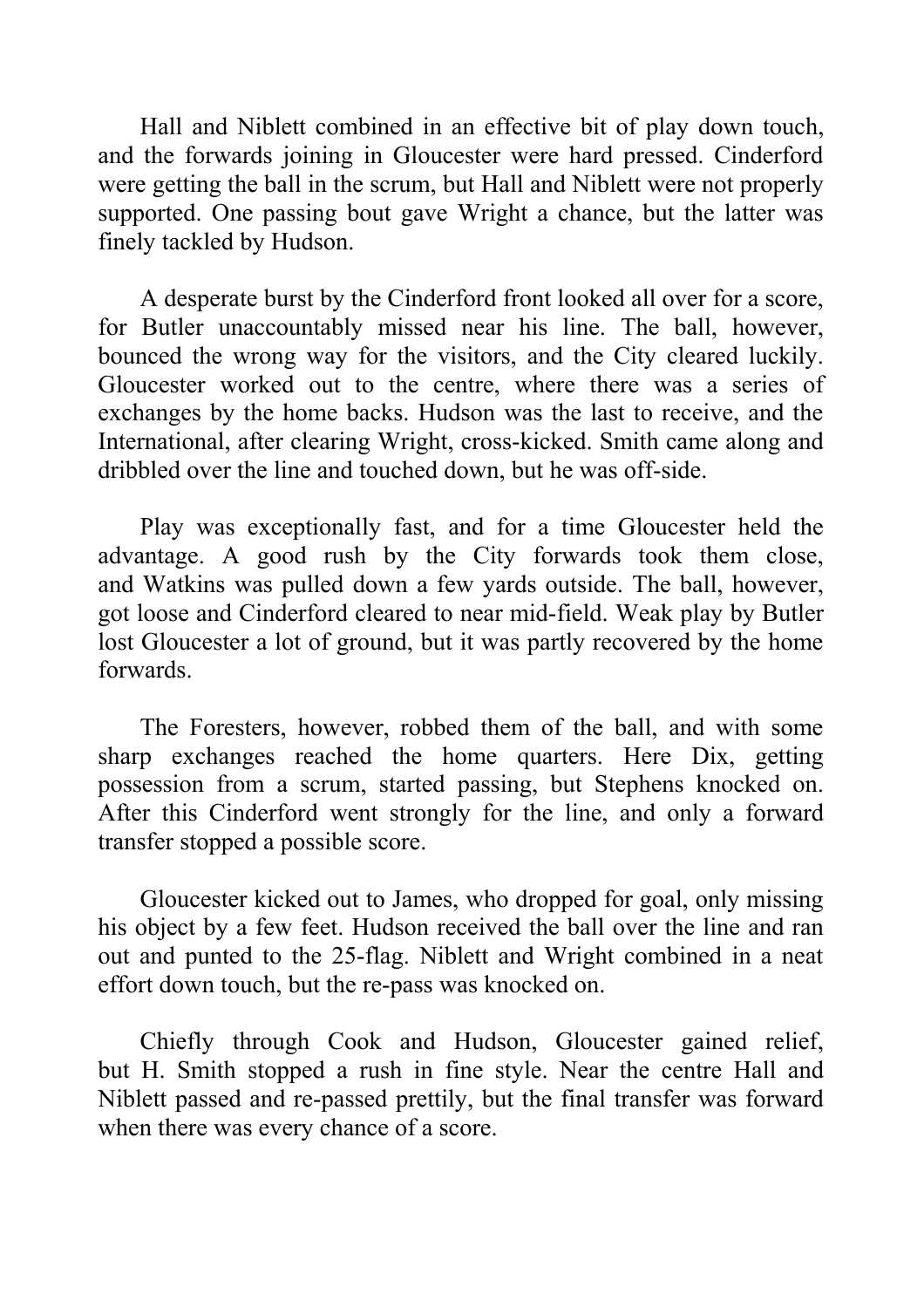Hall and Niblett combined in an effective bit of play down touch, and the forwards joining in Gloucester were hard pressed. Cinderford were getting the ball in the scrum, but Hall and Niblett were not properly supported. One passing bout gave Wright a chance, but the latter was finely tackled by Hudson.

A desperate burst by the Cinderford front looked all over for a score, for Butler unaccountably missed near his line. The ball, however, bounced the wrong way for the visitors, and the City cleared luckily. Gloucester worked out to the centre, where there was a series of exchanges by the home backs. Hudson was the last to receive, and the International, after clearing Wright, cross-kicked. Smith came along and dribbled over the line and touched down, but he was off-side.

Play was exceptionally fast, and for a time Gloucester held the advantage. A good rush by the City forwards took them close, and Watkins was pulled down a few yards outside. The ball, however, got loose and Cinderford cleared to near mid-field. Weak play by Butler lost Gloucester a lot of ground, but it was partly recovered by the home forwards.

The Foresters, however, robbed them of the ball, and with some sharp exchanges reached the home quarters. Here Dix, getting possession from a scrum, started passing, but Stephens knocked on. After this Cinderford went strongly for the line, and only a forward transfer stopped a possible score.

Gloucester kicked out to James, who dropped for goal, only missing his object by a few feet. Hudson received the ball over the line and ran out and punted to the 25-flag. Niblett and Wright combined in a neat effort down touch, but the re-pass was knocked on.

Chiefly through Cook and Hudson, Gloucester gained relief, but H. Smith stopped a rush in fine style. Near the centre Hall and Niblett passed and re-passed prettily, but the final transfer was forward when there was every chance of a score.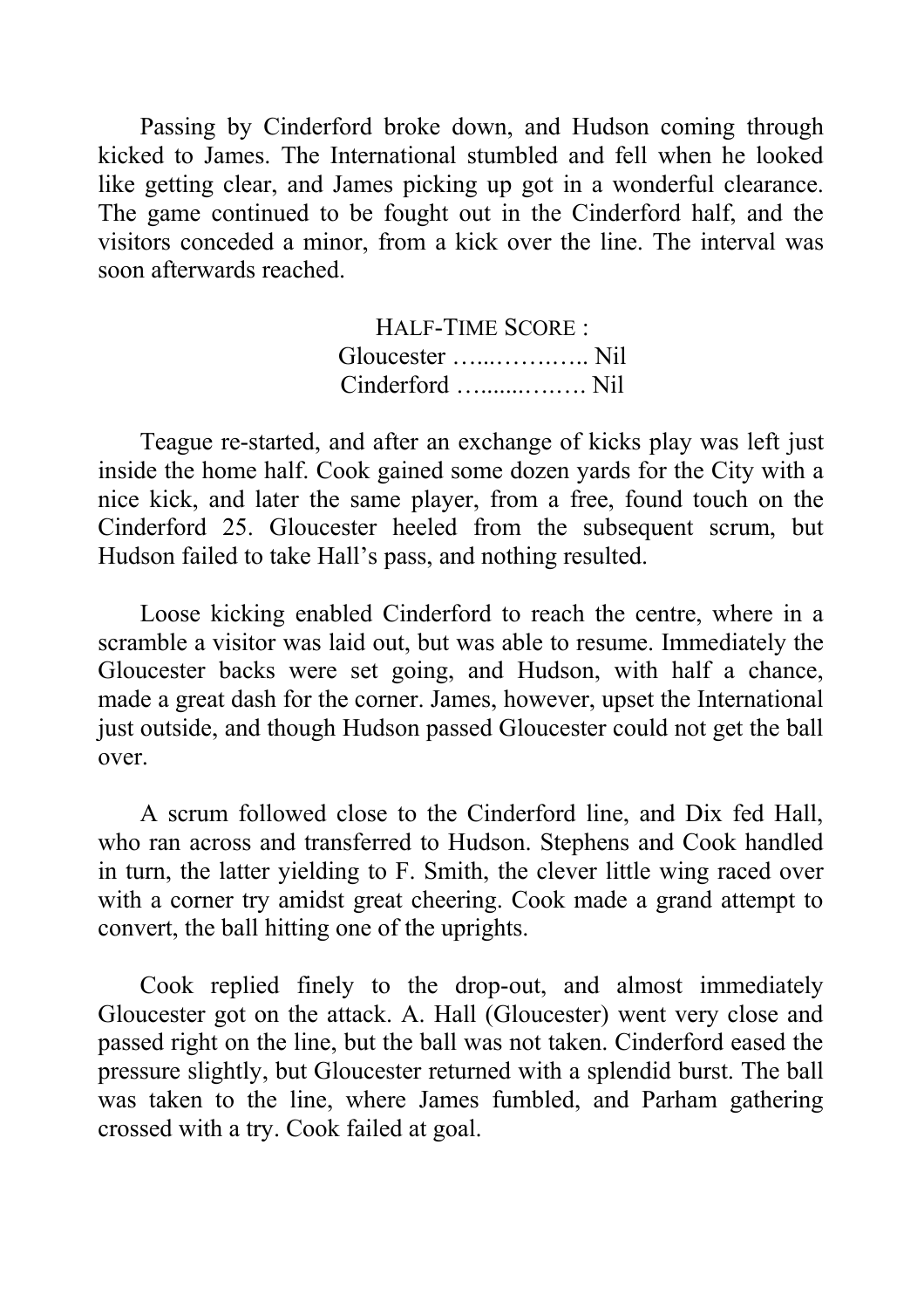Passing by Cinderford broke down, and Hudson coming through kicked to James. The International stumbled and fell when he looked like getting clear, and James picking up got in a wonderful clearance. The game continued to be fought out in the Cinderford half, and the visitors conceded a minor, from a kick over the line. The interval was soon afterwards reached.

HALF-TIME SCORE :
Gloucester …..……….. Nil
Cinderford …......……. Nil

Teague re-started, and after an exchange of kicks play was left just inside the home half. Cook gained some dozen yards for the City with a nice kick, and later the same player, from a free, found touch on the Cinderford 25. Gloucester heeled from the subsequent scrum, but Hudson failed to take Hall's pass, and nothing resulted.

Loose kicking enabled Cinderford to reach the centre, where in a scramble a visitor was laid out, but was able to resume. Immediately the Gloucester backs were set going, and Hudson, with half a chance, made a great dash for the corner. James, however, upset the International just outside, and though Hudson passed Gloucester could not get the ball over.

A scrum followed close to the Cinderford line, and Dix fed Hall, who ran across and transferred to Hudson. Stephens and Cook handled in turn, the latter yielding to F. Smith, the clever little wing raced over with a corner try amidst great cheering. Cook made a grand attempt to convert, the ball hitting one of the uprights.

Cook replied finely to the drop-out, and almost immediately Gloucester got on the attack. A. Hall (Gloucester) went very close and passed right on the line, but the ball was not taken. Cinderford eased the pressure slightly, but Gloucester returned with a splendid burst. The ball was taken to the line, where James fumbled, and Parham gathering crossed with a try. Cook failed at goal.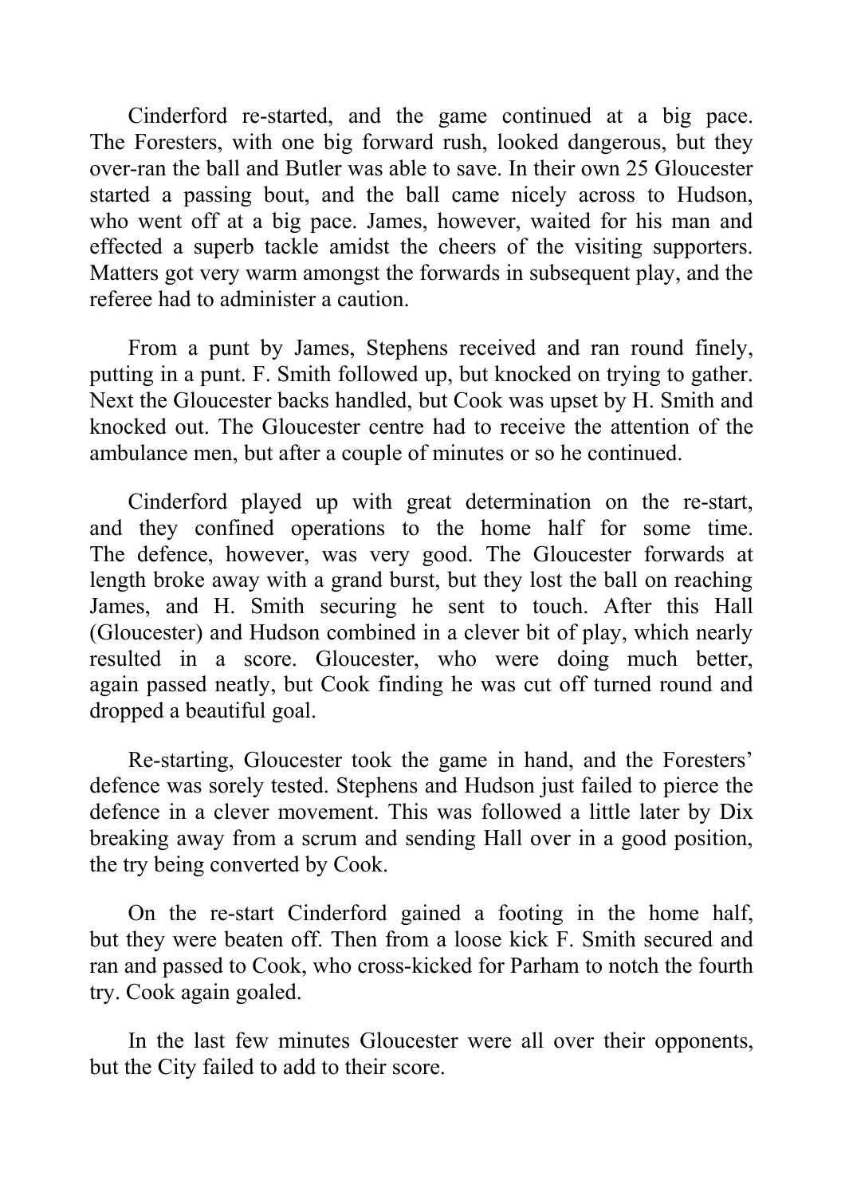Cinderford re-started, and the game continued at a big pace. The Foresters, with one big forward rush, looked dangerous, but they over-ran the ball and Butler was able to save. In their own 25 Gloucester started a passing bout, and the ball came nicely across to Hudson, who went off at a big pace. James, however, waited for his man and effected a superb tackle amidst the cheers of the visiting supporters. Matters got very warm amongst the forwards in subsequent play, and the referee had to administer a caution.

From a punt by James, Stephens received and ran round finely, putting in a punt. F. Smith followed up, but knocked on trying to gather. Next the Gloucester backs handled, but Cook was upset by H. Smith and knocked out. The Gloucester centre had to receive the attention of the ambulance men, but after a couple of minutes or so he continued.

Cinderford played up with great determination on the re-start, and they confined operations to the home half for some time. The defence, however, was very good. The Gloucester forwards at length broke away with a grand burst, but they lost the ball on reaching James, and H. Smith securing he sent to touch. After this Hall (Gloucester) and Hudson combined in a clever bit of play, which nearly resulted in a score. Gloucester, who were doing much better, again passed neatly, but Cook finding he was cut off turned round and dropped a beautiful goal.

Re-starting, Gloucester took the game in hand, and the Foresters' defence was sorely tested. Stephens and Hudson just failed to pierce the defence in a clever movement. This was followed a little later by Dix breaking away from a scrum and sending Hall over in a good position, the try being converted by Cook.

On the re-start Cinderford gained a footing in the home half, but they were beaten off. Then from a loose kick F. Smith secured and ran and passed to Cook, who cross-kicked for Parham to notch the fourth try. Cook again goaled.

In the last few minutes Gloucester were all over their opponents, but the City failed to add to their score.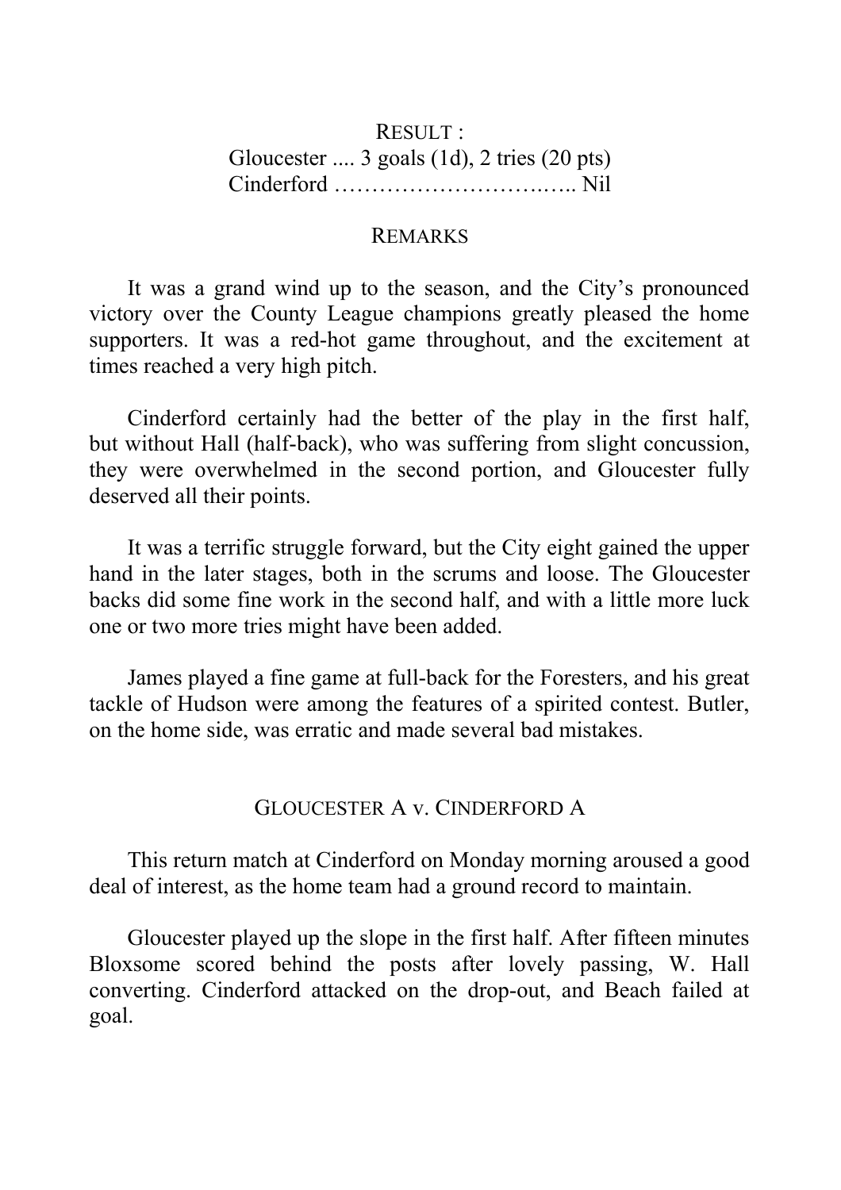RESULT :

Gloucester .... 3 goals (1d), 2 tries (20 pts)
Cinderford ……………………….….. Nil

REMARKS

It was a grand wind up to the season, and the City's pronounced victory over the County League champions greatly pleased the home supporters. It was a red-hot game throughout, and the excitement at times reached a very high pitch.

Cinderford certainly had the better of the play in the first half, but without Hall (half-back), who was suffering from slight concussion, they were overwhelmed in the second portion, and Gloucester fully deserved all their points.

It was a terrific struggle forward, but the City eight gained the upper hand in the later stages, both in the scrums and loose. The Gloucester backs did some fine work in the second half, and with a little more luck one or two more tries might have been added.

James played a fine game at full-back for the Foresters, and his great tackle of Hudson were among the features of a spirited contest. Butler, on the home side, was erratic and made several bad mistakes.

GLOUCESTER A v. CINDERFORD A

This return match at Cinderford on Monday morning aroused a good deal of interest, as the home team had a ground record to maintain.

Gloucester played up the slope in the first half. After fifteen minutes Bloxsome scored behind the posts after lovely passing, W. Hall converting. Cinderford attacked on the drop-out, and Beach failed at goal.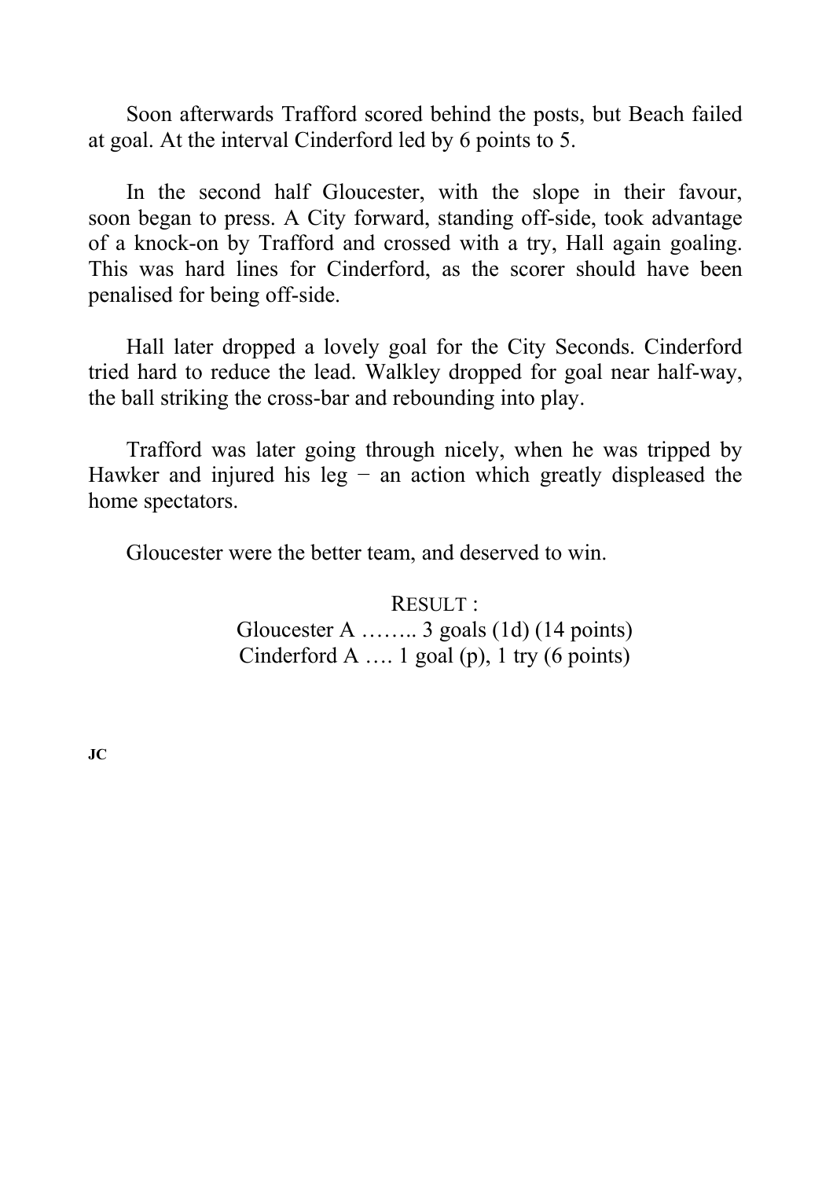Soon afterwards Trafford scored behind the posts, but Beach failed at goal. At the interval Cinderford led by 6 points to 5.

In the second half Gloucester, with the slope in their favour, soon began to press. A City forward, standing off-side, took advantage of a knock-on by Trafford and crossed with a try, Hall again goaling. This was hard lines for Cinderford, as the scorer should have been penalised for being off-side.

Hall later dropped a lovely goal for the City Seconds. Cinderford tried hard to reduce the lead. Walkley dropped for goal near half-way, the ball striking the cross-bar and rebounding into play.

Trafford was later going through nicely, when he was tripped by Hawker and injured his leg − an action which greatly displeased the home spectators.

Gloucester were the better team, and deserved to win.

RESULT :
Gloucester A …….. 3 goals (1d) (14 points)
Cinderford A …. 1 goal (p), 1 try (6 points)

**JC**